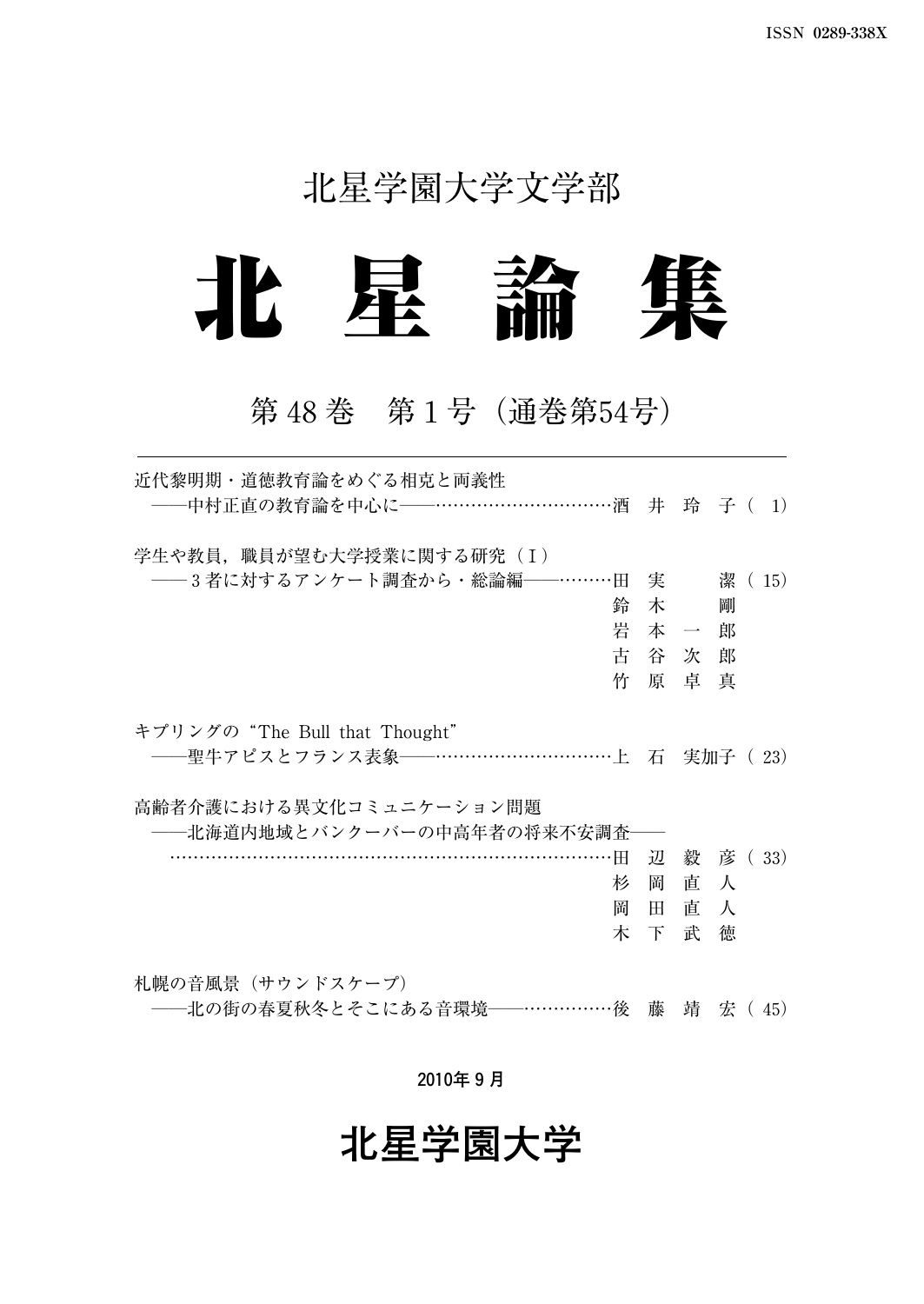ISSN 0289-338X

## 北星学園大学文学部

# 北 星 論 集

## 第 48 巻　第 1 号（通巻第54号）

---

近代黎明期・道徳教育論をめぐる相克と両義性
——中村正直の教育論を中心に——……………………………酒　井　玲　子（ 1）

学生や教員，職員が望む大学授業に関する研究（Ⅰ）
——３者に対するアンケート調査から・総論編——………田　実　　　潔（ 15）
鈴　木　　　剛
岩　本　一　郎
古　谷　次　郎
竹　原　卓　真

キプリングの“The Bull that Thought”
——聖牛アピスとフランス表象——……………………………上　石　実加子（ 23）

高齢者介護における異文化コミュニケーション問題
——北海道内地域とバンクーバーの中高年者の将来不安調査——
…………………………………………………………………………田　辺　毅　彦（ 33）
杉　岡　直　人
岡　田　直　人
木　下　武　徳

札幌の音風景（サウンドスケープ）
——北の街の春夏秋冬とそこにある音環境——……………後　藤　靖　宏（ 45）

2010年 9 月

## 北星学園大学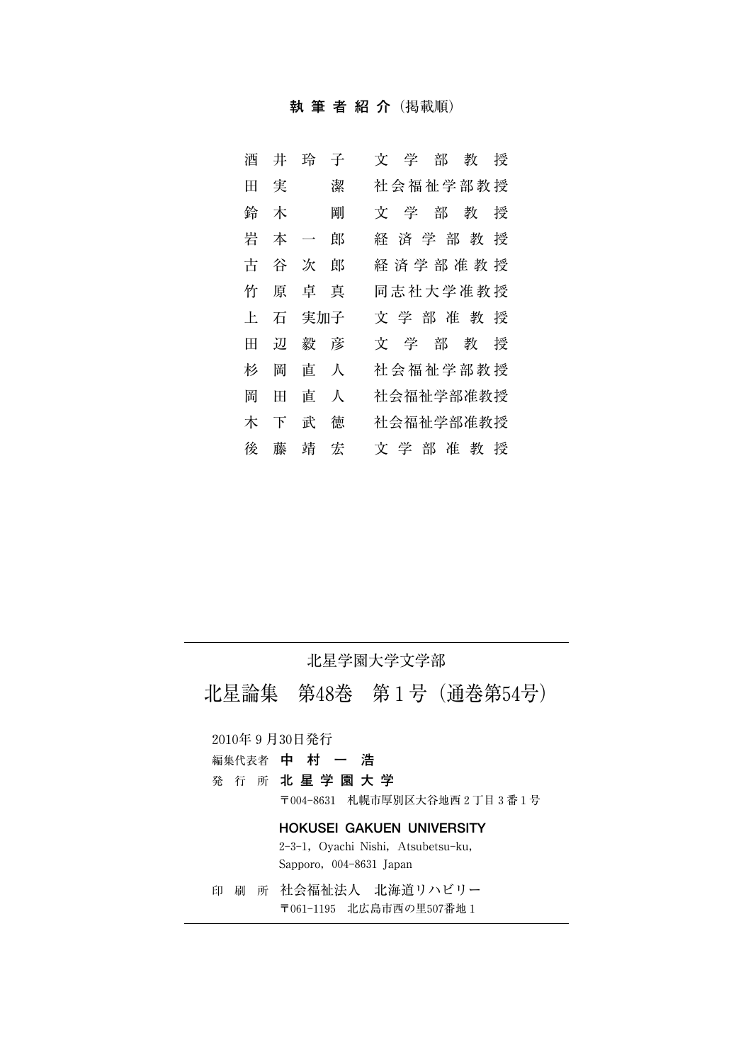## 執筆者紹介（掲載順）

| | |
|---|---|
| 酒井玲子 | 文学部教授 |
| 田実　潔 | 社会福祉学部教授 |
| 鈴木　剛 | 文学部教授 |
| 岩本一郎 | 経済学部教授 |
| 古谷次郎 | 経済学部准教授 |
| 竹原卓真 | 同志社大学准教授 |
| 上石実加子 | 文学部准教授 |
| 田辺毅彦 | 文学部教授 |
| 杉岡直人 | 社会福祉学部教授 |
| 岡田直人 | 社会福祉学部准教授 |
| 木下武徳 | 社会福祉学部准教授 |
| 後藤靖宏 | 文学部准教授 |

---

北星学園大学文学部

# 北星論集　第48巻　第１号（通巻第54号）

2010年９月30日発行

編集代表者　**中　村　一　浩**

発　行　所　**北星学園大学**

〒004-8631　札幌市厚別区大谷地西２丁目３番１号

**HOKUSEI GAKUEN UNIVERSITY**

2-3-1, Oyachi Nishi, Atsubetsu-ku,
Sapporo, 004-8631 Japan

印　刷　所　社会福祉法人　北海道リハビリー

〒061-1195　北広島市西の里507番地１

---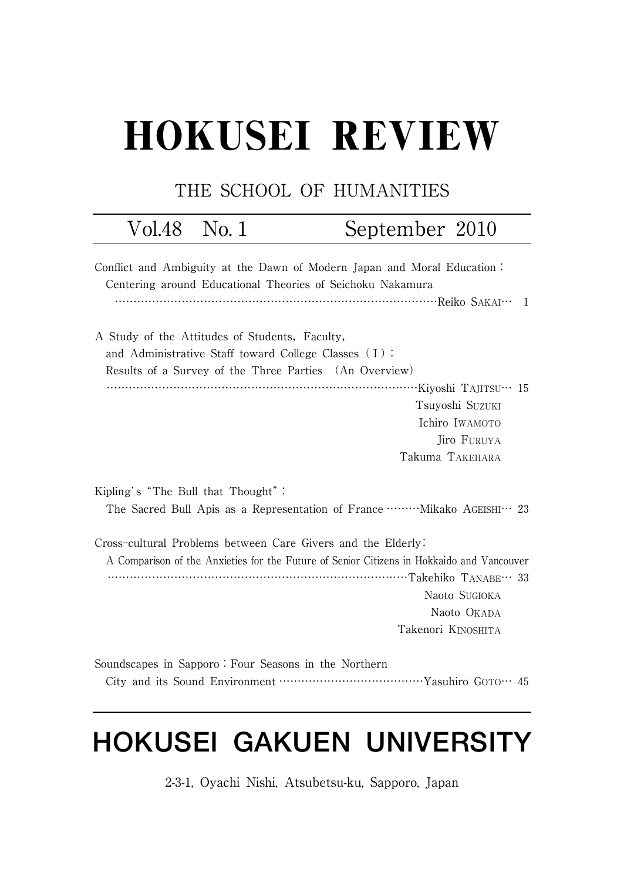# HOKUSEI REVIEW

## THE SCHOOL OF HUMANITIES

Vol.48 No. 1 September 2010

---

Conflict and Ambiguity at the Dawn of Modern Japan and Moral Education：
Centering around Educational Theories of Seichoku Nakamura
……………………………………………………………………………………Reiko SAKAI… 1

A Study of the Attitudes of Students, Faculty,
and Administrative Staff toward College Classes（Ⅰ）：
Results of a Survey of the Three Parties (An Overview)
…………………………………………………………………………Kiyoshi TAJITSU… 15
Tsuyoshi SUZUKI
Ichiro IWAMOTO
Jiro FURUYA
Takuma TAKEHARA

Kipling's "The Bull that Thought"：
The Sacred Bull Apis as a Representation of France ………Mikako AGEISHI… 23

Cross-cultural Problems between Care Givers and the Elderly：
A Comparison of the Anxieties for the Future of Senior Citizens in Hokkaido and Vancouver
………………………………………………………………………Takehiko TANABE… 33
Naoto SUGIOKA
Naoto OKADA
Takenori KINOSHITA

Soundscapes in Sapporo：Four Seasons in the Northern
City and its Sound Environment ……………………………………Yasuhiro GOTO… 45

---

# HOKUSEI GAKUEN UNIVERSITY

2-3-1, Oyachi Nishi, Atsubetsu-ku, Sapporo, Japan